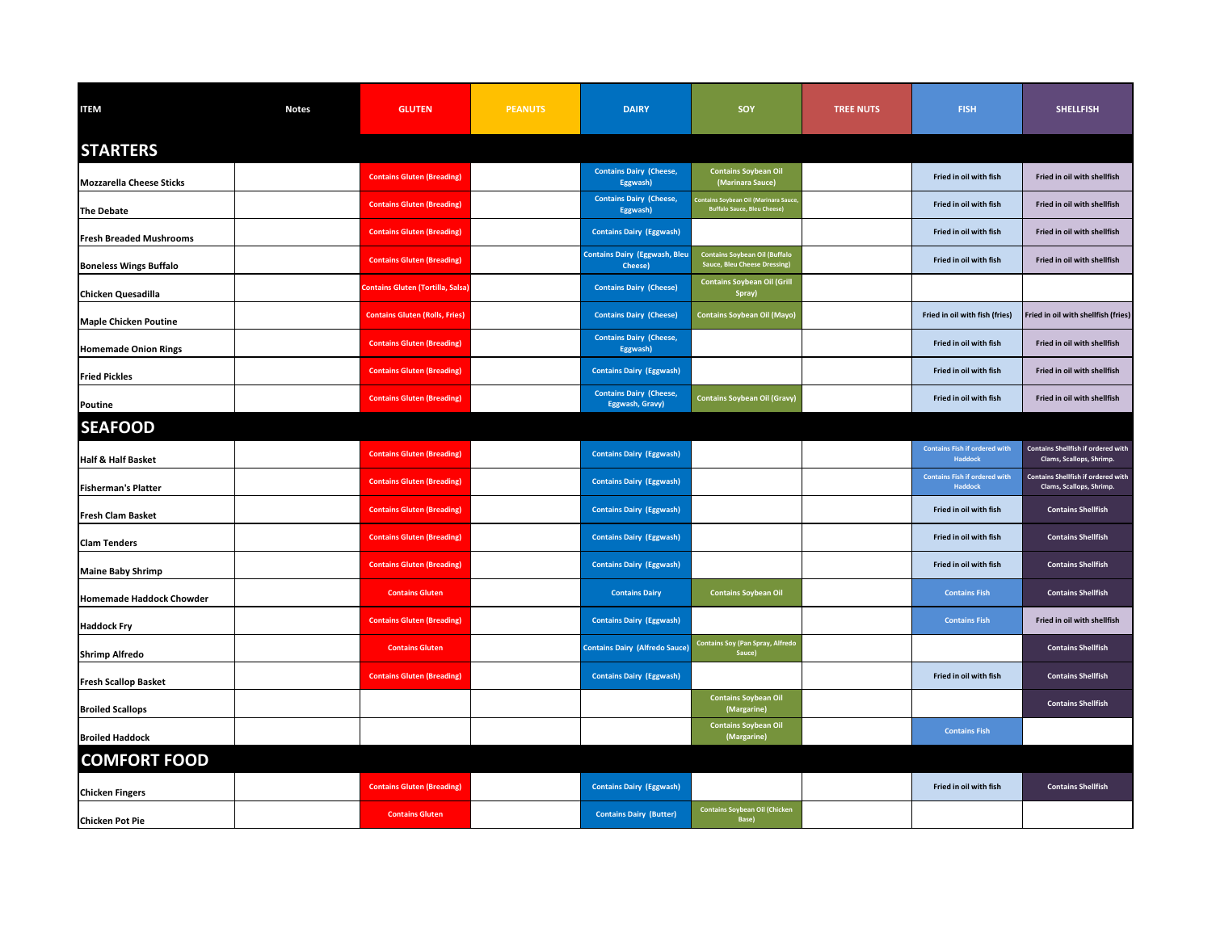| ITEM | Notes | GLUTEN | PEANUTS | DAIRY | SOY | TREE NUTS | FISH | SHELLFISH |
|---|---|---|---|---|---|---|---|---|
| **STARTERS** | | | | | | | | |
| Mozzarella Cheese Sticks | | Contains Gluten (Breading) | | Contains Dairy (Cheese, Eggwash) | Contains Soybean Oil (Marinara Sauce) | | Fried in oil with fish | Fried in oil with shellfish |
| The Debate | | Contains Gluten (Breading) | | Contains Dairy (Cheese, Eggwash) | Contains Soybean Oil (Marinara Sauce, Buffalo Sauce, Bleu Cheese) | | Fried in oil with fish | Fried in oil with shellfish |
| Fresh Breaded Mushrooms | | Contains Gluten (Breading) | | Contains Dairy (Eggwash) | | | Fried in oil with fish | Fried in oil with shellfish |
| Boneless Wings Buffalo | | Contains Gluten (Breading) | | Contains Dairy (Eggwash, Bleu Cheese) | Contains Soybean Oil (Buffalo Sauce, Bleu Cheese Dressing) | | Fried in oil with fish | Fried in oil with shellfish |
| Chicken Quesadilla | | Contains Gluten (Tortilla, Salsa) | | Contains Dairy (Cheese) | Contains Soybean Oil (Grill Spray) | | | |
| Maple Chicken Poutine | | Contains Gluten (Rolls, Fries) | | Contains Dairy (Cheese) | Contains Soybean Oil (Mayo) | | Fried in oil with fish (fries) | Fried in oil with shellfish (fries) |
| Homemade Onion Rings | | Contains Gluten (Breading) | | Contains Dairy (Cheese, Eggwash) | | | Fried in oil with fish | Fried in oil with shellfish |
| Fried Pickles | | Contains Gluten (Breading) | | Contains Dairy (Eggwash) | | | Fried in oil with fish | Fried in oil with shellfish |
| Poutine | | Contains Gluten (Breading) | | Contains Dairy (Cheese, Eggwash, Gravy) | Contains Soybean Oil (Gravy) | | Fried in oil with fish | Fried in oil with shellfish |
| **SEAFOOD** | | | | | | | | |
| Half & Half Basket | | Contains Gluten (Breading) | | Contains Dairy (Eggwash) | | | Contains Fish if ordered with Haddock | Contains Shellfish if ordered with Clams, Scallops, Shrimp. |
| Fisherman's Platter | | Contains Gluten (Breading) | | Contains Dairy (Eggwash) | | | Contains Fish if ordered with Haddock | Contains Shellfish if ordered with Clams, Scallops, Shrimp. |
| Fresh Clam Basket | | Contains Gluten (Breading) | | Contains Dairy (Eggwash) | | | Fried in oil with fish | Contains Shellfish |
| Clam Tenders | | Contains Gluten (Breading) | | Contains Dairy (Eggwash) | | | Fried in oil with fish | Contains Shellfish |
| Maine Baby Shrimp | | Contains Gluten (Breading) | | Contains Dairy (Eggwash) | | | Fried in oil with fish | Contains Shellfish |
| Homemade Haddock Chowder | | Contains Gluten | | Contains Dairy | Contains Soybean Oil | | Contains Fish | Contains Shellfish |
| Haddock Fry | | Contains Gluten (Breading) | | Contains Dairy (Eggwash) | | | Contains Fish | Fried in oil with shellfish |
| Shrimp Alfredo | | Contains Gluten | | Contains Dairy (Alfredo Sauce) | Contains Soy (Pan Spray, Alfredo Sauce) | | | Contains Shellfish |
| Fresh Scallop Basket | | Contains Gluten (Breading) | | Contains Dairy (Eggwash) | | | Fried in oil with fish | Contains Shellfish |
| Broiled Scallops | | | | | Contains Soybean Oil (Margarine) | | | Contains Shellfish |
| Broiled Haddock | | | | | Contains Soybean Oil (Margarine) | | Contains Fish | |
| **COMFORT FOOD** | | | | | | | | |
| Chicken Fingers | | Contains Gluten (Breading) | | Contains Dairy (Eggwash) | | | Fried in oil with fish | Contains Shellfish |
| Chicken Pot Pie | | Contains Gluten | | Contains Dairy (Butter) | Contains Soybean Oil (Chicken Base) | | | |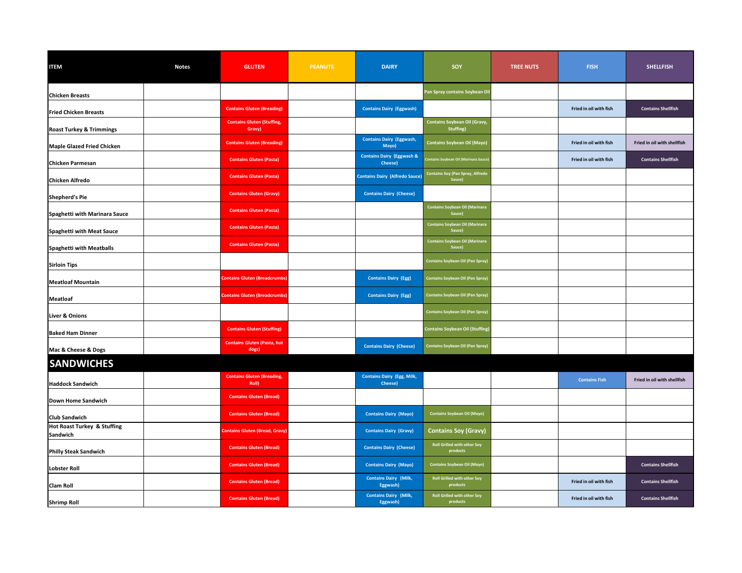| ITEM | Notes | GLUTEN | PEANUTS | DAIRY | SOY | TREE NUTS | FISH | SHELLFISH |
|---|---|---|---|---|---|---|---|---|
| Chicken Breasts | | | | | Pan Spray contains Soybean Oil | | | |
| Fried Chicken Breasts | | Contains Gluten (Breading) | | Contains Dairy (Eggwash) | | | Fried in oil with fish | Contains Shellfish |
| Roast Turkey & Trimmings | | Contains Gluten (Stuffing, Gravy) | | | Contains Soybean Oil (Gravy, Stuffing) | | | |
| Maple Glazed Fried Chicken | | Contains Gluten (Breading) | | Contains Dairy (Eggwash, Mayo) | Contains Soybean Oil (Mayo) | | Fried in oil with fish | Fried in oil with shellfish |
| Chicken Parmesan | | Contains Gluten (Pasta) | | Contains Dairy (Eggwash & Cheese) | Contains Soybean Oil (Marinara Sauce) | | Fried in oil with fish | Contains Shellfish |
| Chicken Alfredo | | Contains Gluten (Pasta) | | Contains Dairy (Alfredo Sauce) | Contains Soy (Pan Spray, Alfredo Sauce) | | | |
| Shepherd's Pie | | Contains Gluten (Gravy) | | Contains Dairy (Cheese) | | | | |
| Spaghetti with Marinara Sauce | | Contains Gluten (Pasta) | | | Contains Soybean Oil (Marinara Sauce) | | | |
| Spaghetti with Meat Sauce | | Contains Gluten (Pasta) | | | Contains Soybean Oil (Marinara Sauce) | | | |
| Spaghetti with Meatballs | | Contains Gluten (Pasta) | | | Contains Soybean Oil (Marinara Sauce) | | | |
| Sirloin Tips | | | | | Contains Soybean Oil (Pan Spray) | | | |
| Meatloaf Mountain | | Contains Gluten (Breadcrumbs) | | Contains Dairy (Egg) | Contains Soybean Oil (Pan Spray) | | | |
| Meatloaf | | Contains Gluten (Breadcrumbs) | | Contains Dairy (Egg) | Contains Soybean Oil (Pan Spray) | | | |
| Liver & Onions | | | | | Contains Soybean Oil (Pan Spray) | | | |
| Baked Ham Dinner | | Contains Gluten (Stuffing) | | | Contains Soybean Oil (Stuffing) | | | |
| Mac & Cheese & Dogs | | Contains Gluten (Pasta, hot dogs) | | Contains Dairy (Cheese) | Contains Soybean Oil (Pan Spray) | | | |
| **SANDWICHES** | | | | | | | | |
| Haddock Sandwich | | Contains Gluten (Breading, Roll) | | Contains Dairy (Egg, Milk, Cheese) | | | Contains Fish | Fried in oil with shellfish |
| Down Home Sandwich | | Contains Gluten (Bread) | | | | | | |
| Club Sandwich | | Contains Gluten (Bread) | | Contains Dairy (Mayo) | Contains Soybean Oil (Mayo) | | | |
| Hot Roast Turkey & Stuffing Sandwich | | Contains Gluten (Bread, Gravy) | | Contains Dairy (Gravy) | Contains Soy (Gravy) | | | |
| Philly Steak Sandwich | | Contains Gluten (Bread) | | Contains Dairy (Cheese) | Roll Grilled with other Soy products | | | |
| Lobster Roll | | Contains Gluten (Bread) | | Contains Dairy (Mayo) | Contains Soybean Oil (Mayo) | | | Contains Shellfish |
| Clam Roll | | Contains Gluten (Bread) | | Contains Dairy (Milk, Eggwash) | Roll Grilled with other Soy products | | Fried in oil with fish | Contains Shellfish |
| Shrimp Roll | | Contains Gluten (Bread) | | Contains Dairy (Milk, Eggwash) | Roll Grilled with other Soy products | | Fried in oil with fish | Contains Shellfish |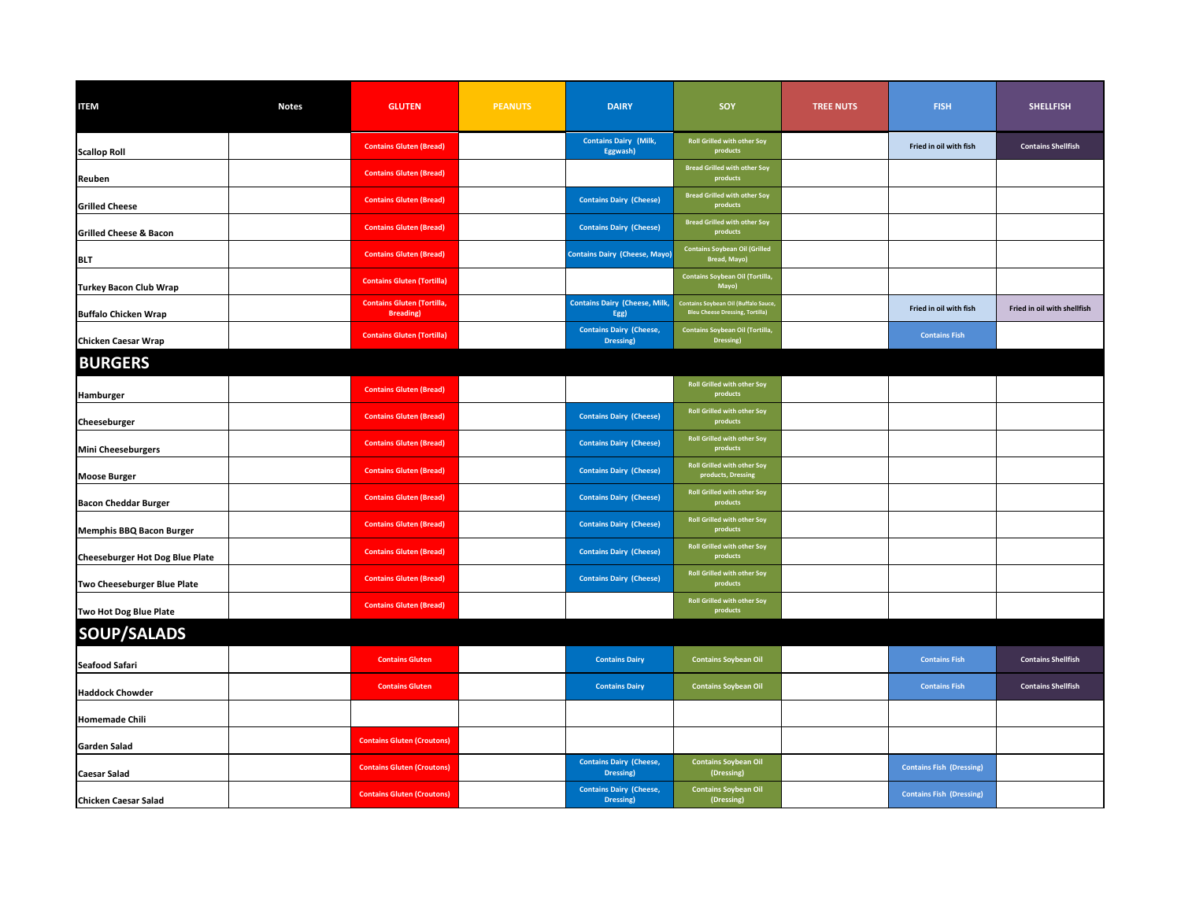| ITEM | Notes | GLUTEN | PEANUTS | DAIRY | SOY | TREE NUTS | FISH | SHELLFISH |
|---|---|---|---|---|---|---|---|---|
| Scallop Roll | | Contains Gluten (Bread) | | Contains Dairy (Milk, Eggwash) | Roll Grilled with other Soy products | | Fried in oil with fish | Contains Shellfish |
| Reuben | | Contains Gluten (Bread) | | | Bread Grilled with other Soy products | | | |
| Grilled Cheese | | Contains Gluten (Bread) | | Contains Dairy (Cheese) | Bread Grilled with other Soy products | | | |
| Grilled Cheese & Bacon | | Contains Gluten (Bread) | | Contains Dairy (Cheese) | Bread Grilled with other Soy products | | | |
| BLT | | Contains Gluten (Bread) | | Contains Dairy (Cheese, Mayo) | Contains Soybean Oil (Grilled Bread, Mayo) | | | |
| Turkey Bacon Club Wrap | | Contains Gluten (Tortilla) | | | Contains Soybean Oil (Tortilla, Mayo) | | | |
| Buffalo Chicken Wrap | | Contains Gluten (Tortilla, Breading) | | Contains Dairy (Cheese, Milk, Egg) | Contains Soybean Oil (Buffalo Sauce, Bleu Cheese Dressing, Tortilla) | | Fried in oil with fish | Fried in oil with shellfish |
| Chicken Caesar Wrap | | Contains Gluten (Tortilla) | | Contains Dairy (Cheese, Dressing) | Contains Soybean Oil (Tortilla, Dressing) | | Contains Fish | |
| **BURGERS** | | | | | | | | |
| Hamburger | | Contains Gluten (Bread) | | | Roll Grilled with other Soy products | | | |
| Cheeseburger | | Contains Gluten (Bread) | | Contains Dairy (Cheese) | Roll Grilled with other Soy products | | | |
| Mini Cheeseburgers | | Contains Gluten (Bread) | | Contains Dairy (Cheese) | Roll Grilled with other Soy products | | | |
| Moose Burger | | Contains Gluten (Bread) | | Contains Dairy (Cheese) | Roll Grilled with other Soy products, Dressing | | | |
| Bacon Cheddar Burger | | Contains Gluten (Bread) | | Contains Dairy (Cheese) | Roll Grilled with other Soy products | | | |
| Memphis BBQ Bacon Burger | | Contains Gluten (Bread) | | Contains Dairy (Cheese) | Roll Grilled with other Soy products | | | |
| Cheeseburger Hot Dog Blue Plate | | Contains Gluten (Bread) | | Contains Dairy (Cheese) | Roll Grilled with other Soy products | | | |
| Two Cheeseburger Blue Plate | | Contains Gluten (Bread) | | Contains Dairy (Cheese) | Roll Grilled with other Soy products | | | |
| Two Hot Dog Blue Plate | | Contains Gluten (Bread) | | | Roll Grilled with other Soy products | | | |
| **SOUP/SALADS** | | | | | | | | |
| Seafood Safari | | Contains Gluten | | Contains Dairy | Contains Soybean Oil | | Contains Fish | Contains Shellfish |
| Haddock Chowder | | Contains Gluten | | Contains Dairy | Contains Soybean Oil | | Contains Fish | Contains Shellfish |
| Homemade Chili | | | | | | | | |
| Garden Salad | | Contains Gluten (Croutons) | | | | | | |
| Caesar Salad | | Contains Gluten (Croutons) | | Contains Dairy (Cheese, Dressing) | Contains Soybean Oil (Dressing) | | Contains Fish (Dressing) | |
| Chicken Caesar Salad | | Contains Gluten (Croutons) | | Contains Dairy (Cheese, Dressing) | Contains Soybean Oil (Dressing) | | Contains Fish (Dressing) | |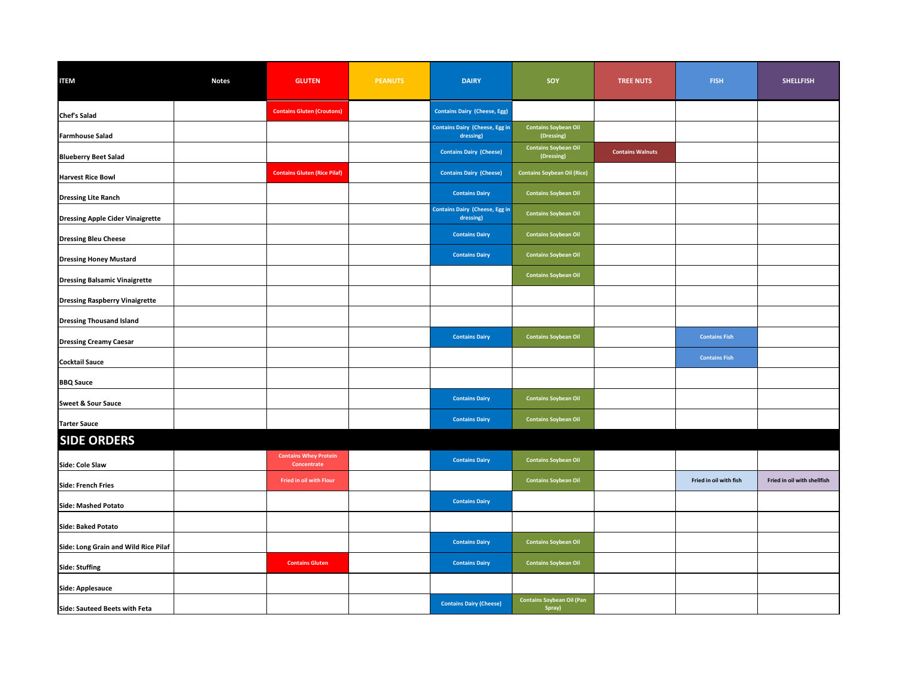| ITEM | Notes | GLUTEN | PEANUTS | DAIRY | SOY | TREE NUTS | FISH | SHELLFISH |
|---|---|---|---|---|---|---|---|---|
| Chef's Salad | | Contains Gluten (Croutons) | | Contains Dairy (Cheese, Egg) | | | | |
| Farmhouse Salad | | | | Contains Dairy (Cheese, Egg in dressing) | Contains Soybean Oil (Dressing) | | | |
| Blueberry Beet Salad | | | | Contains Dairy (Cheese) | Contains Soybean Oil (Dressing) | Contains Walnuts | | |
| Harvest Rice Bowl | | Contains Gluten (Rice Pilaf) | | Contains Dairy (Cheese) | Contains Soybean Oil (Rice) | | | |
| Dressing Lite Ranch | | | | Contains Dairy | Contains Soybean Oil | | | |
| Dressing Apple Cider Vinaigrette | | | | Contains Dairy (Cheese, Egg in dressing) | Contains Soybean Oil | | | |
| Dressing Bleu Cheese | | | | Contains Dairy | Contains Soybean Oil | | | |
| Dressing Honey Mustard | | | | Contains Dairy | Contains Soybean Oil | | | |
| Dressing Balsamic Vinaigrette | | | | | Contains Soybean Oil | | | |
| Dressing Raspberry Vinaigrette | | | | | | | | |
| Dressing Thousand Island | | | | | | | | |
| Dressing Creamy Caesar | | | | Contains Dairy | Contains Soybean Oil | | Contains Fish | |
| Cocktail Sauce | | | | | | | Contains Fish | |
| BBQ Sauce | | | | | | | | |
| Sweet & Sour Sauce | | | | Contains Dairy | Contains Soybean Oil | | | |
| Tarter Sauce | | | | Contains Dairy | Contains Soybean Oil | | | |
| **SIDE ORDERS** | | | | | | | | |
| Side: Cole Slaw | | Contains Whey Protein Concentrate | | Contains Dairy | Contains Soybean Oil | | | |
| Side: French Fries | | Fried in oil with Flour | | | Contains Soybean Oil | | Fried in oil with fish | Fried in oil with shellfish |
| Side: Mashed Potato | | | | Contains Dairy | | | | |
| Side: Baked Potato | | | | | | | | |
| Side: Long Grain and Wild Rice Pilaf | | | | Contains Dairy | Contains Soybean Oil | | | |
| Side: Stuffing | | Contains Gluten | | Contains Dairy | Contains Soybean Oil | | | |
| Side: Applesauce | | | | | | | | |
| Side: Sauteed Beets with Feta | | | | Contains Dairy (Cheese) | Contains Soybean Oil (Pan Spray) | | | |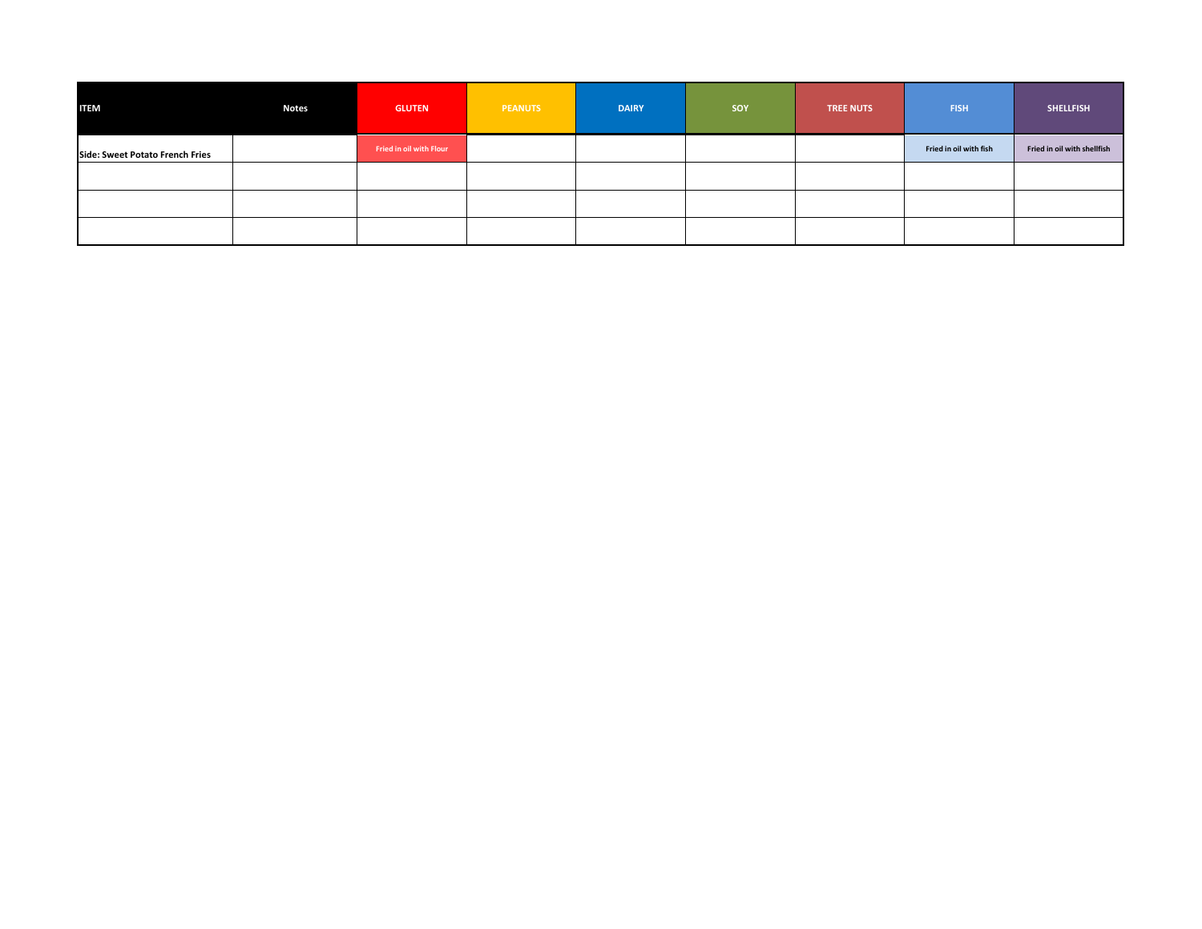| ITEM | Notes | GLUTEN | PEANUTS | DAIRY | SOY | TREE NUTS | FISH | SHELLFISH |
|---|---|---|---|---|---|---|---|---|
| Side: Sweet Potato French Fries | | Fried in oil with Flour | | | | | Fried in oil with fish | Fried in oil with shellfish |
| | | | | | | | | |
| | | | | | | | | |
| | | | | | | | | |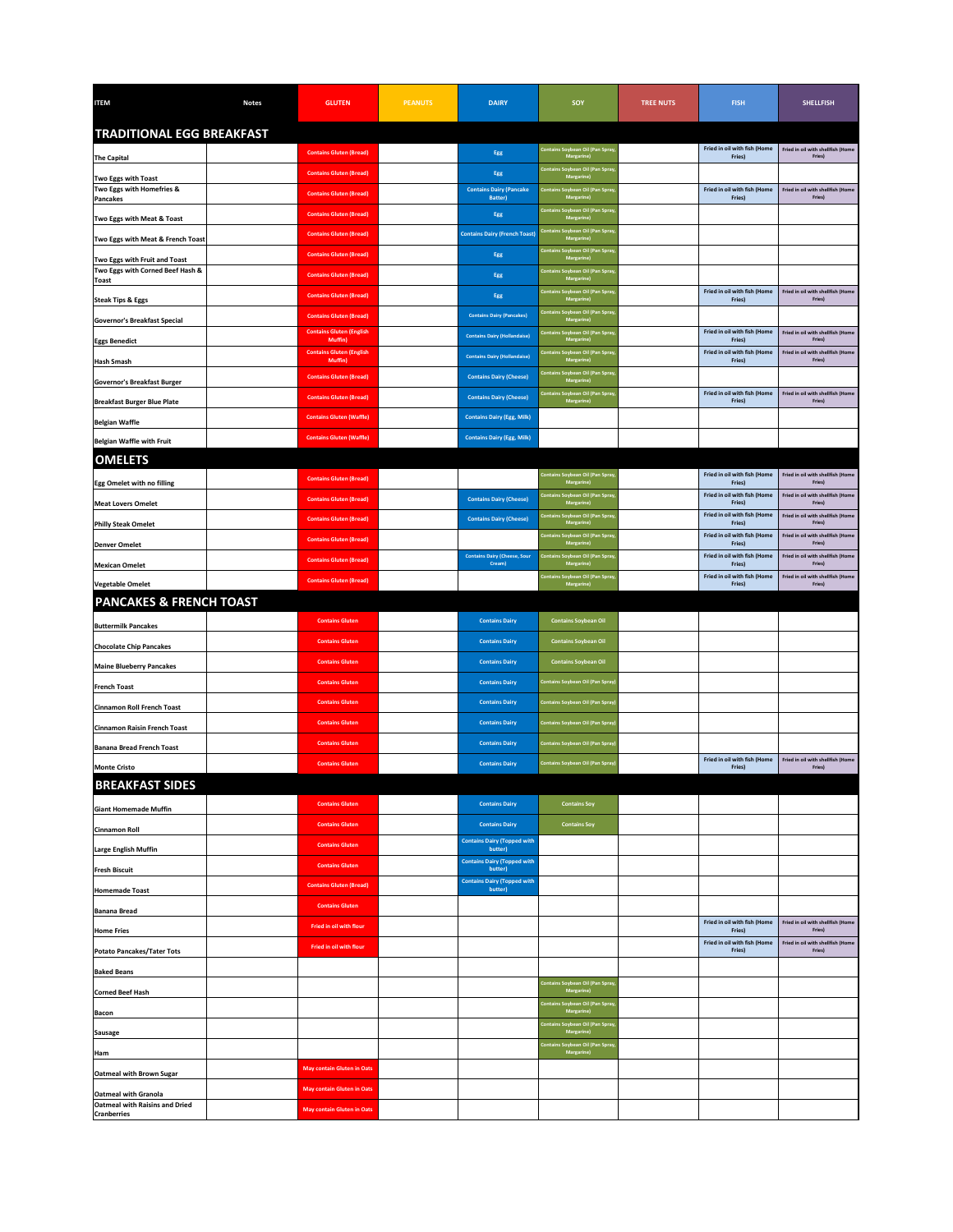| ITEM | Notes | GLUTEN | PEANUTS | DAIRY | SOY | TREE NUTS | FISH | SHELLFISH |
|---|---|---|---|---|---|---|---|---|
| **TRADITIONAL EGG BREAKFAST** | | | | | | | | |
| The Capital | | Contains Gluten (Bread) | | Egg | Contains Soybean Oil (Pan Spray, Margarine) | | Fried in oil with fish (Home Fries) | Fried in oil with shellfish (Home Fries) |
| Two Eggs with Toast | | Contains Gluten (Bread) | | Egg | Contains Soybean Oil (Pan Spray, Margarine) | | | |
| Two Eggs with Homefries & Pancakes | | Contains Gluten (Bread) | | Contains Dairy (Pancake Batter) | Contains Soybean Oil (Pan Spray, Margarine) | | Fried in oil with fish (Home Fries) | Fried in oil with shellfish (Home Fries) |
| Two Eggs with Meat & Toast | | Contains Gluten (Bread) | | Egg | Contains Soybean Oil (Pan Spray, Margarine) | | | |
| Two Eggs with Meat & French Toast | | Contains Gluten (Bread) | | Contains Dairy (French Toast) | Contains Soybean Oil (Pan Spray, Margarine) | | | |
| Two Eggs with Fruit and Toast | | Contains Gluten (Bread) | | Egg | Contains Soybean Oil (Pan Spray, Margarine) | | | |
| Two Eggs with Corned Beef Hash & Toast | | Contains Gluten (Bread) | | Egg | Contains Soybean Oil (Pan Spray, Margarine) | | | |
| Steak Tips & Eggs | | Contains Gluten (Bread) | | Egg | Contains Soybean Oil (Pan Spray, Margarine) | | Fried in oil with fish (Home Fries) | Fried in oil with shellfish (Home Fries) |
| Governor's Breakfast Special | | Contains Gluten (Bread) | | Contains Dairy (Pancakes) | Contains Soybean Oil (Pan Spray, Margarine) | | | |
| Eggs Benedict | | Contains Gluten (English Muffin) | | Contains Dairy (Hollandaise) | Contains Soybean Oil (Pan Spray, Margarine) | | Fried in oil with fish (Home Fries) | Fried in oil with shellfish (Home Fries) |
| Hash Smash | | Contains Gluten (English Muffin) | | Contains Dairy (Hollandaise) | Contains Soybean Oil (Pan Spray, Margarine) | | Fried in oil with fish (Home Fries) | Fried in oil with shellfish (Home Fries) |
| Governor's Breakfast Burger | | Contains Gluten (Bread) | | Contains Dairy (Cheese) | Contains Soybean Oil (Pan Spray, Margarine) | | | |
| Breakfast Burger Blue Plate | | Contains Gluten (Bread) | | Contains Dairy (Cheese) | Contains Soybean Oil (Pan Spray, Margarine) | | Fried in oil with fish (Home Fries) | Fried in oil with shellfish (Home Fries) |
| Belgian Waffle | | Contains Gluten (Waffle) | | Contains Dairy (Egg, Milk) | | | | |
| Belgian Waffle with Fruit | | Contains Gluten (Waffle) | | Contains Dairy (Egg, Milk) | | | | |
| **OMELETS** | | | | | | | | |
| Egg Omelet with no filling | | Contains Gluten (Bread) | | | Contains Soybean Oil (Pan Spray, Margarine) | | Fried in oil with fish (Home Fries) | Fried in oil with shellfish (Home Fries) |
| Meat Lovers Omelet | | Contains Gluten (Bread) | | Contains Dairy (Cheese) | Contains Soybean Oil (Pan Spray, Margarine) | | Fried in oil with fish (Home Fries) | Fried in oil with shellfish (Home Fries) |
| Philly Steak Omelet | | Contains Gluten (Bread) | | Contains Dairy (Cheese) | Contains Soybean Oil (Pan Spray, Margarine) | | Fried in oil with fish (Home Fries) | Fried in oil with shellfish (Home Fries) |
| Denver Omelet | | Contains Gluten (Bread) | | | Contains Soybean Oil (Pan Spray, Margarine) | | Fried in oil with fish (Home Fries) | Fried in oil with shellfish (Home Fries) |
| Mexican Omelet | | Contains Gluten (Bread) | | Contains Dairy (Cheese, Sour Cream) | Contains Soybean Oil (Pan Spray, Margarine) | | Fried in oil with fish (Home Fries) | Fried in oil with shellfish (Home Fries) |
| Vegetable Omelet | | Contains Gluten (Bread) | | | Contains Soybean Oil (Pan Spray, Margarine) | | Fried in oil with fish (Home Fries) | Fried in oil with shellfish (Home Fries) |
| **PANCAKES & FRENCH TOAST** | | | | | | | | |
| Buttermilk Pancakes | | Contains Gluten | | Contains Dairy | Contains Soybean Oil | | | |
| Chocolate Chip Pancakes | | Contains Gluten | | Contains Dairy | Contains Soybean Oil | | | |
| Maine Blueberry Pancakes | | Contains Gluten | | Contains Dairy | Contains Soybean Oil | | | |
| French Toast | | Contains Gluten | | Contains Dairy | Contains Soybean Oil (Pan Spray) | | | |
| Cinnamon Roll French Toast | | Contains Gluten | | Contains Dairy | Contains Soybean Oil (Pan Spray) | | | |
| Cinnamon Raisin French Toast | | Contains Gluten | | Contains Dairy | Contains Soybean Oil (Pan Spray) | | | |
| Banana Bread French Toast | | Contains Gluten | | Contains Dairy | Contains Soybean Oil (Pan Spray) | | | |
| Monte Cristo | | Contains Gluten | | Contains Dairy | Contains Soybean Oil (Pan Spray) | | Fried in oil with fish (Home Fries) | Fried in oil with shellfish (Home Fries) |
| **BREAKFAST SIDES** | | | | | | | | |
| Giant Homemade Muffin | | Contains Gluten | | Contains Dairy | Contains Soy | | | |
| Cinnamon Roll | | Contains Gluten | | Contains Dairy | Contains Soy | | | |
| Large English Muffin | | Contains Gluten | | Contains Dairy (Topped with butter) | | | | |
| Fresh Biscuit | | Contains Gluten | | Contains Dairy (Topped with butter) | | | | |
| Homemade Toast | | Contains Gluten (Bread) | | Contains Dairy (Topped with butter) | | | | |
| Banana Bread | | Contains Gluten | | | | | | |
| Home Fries | | Fried in oil with flour | | | | | Fried in oil with fish (Home Fries) | Fried in oil with shellfish (Home Fries) |
| Potato Pancakes/Tater Tots | | Fried in oil with flour | | | | | Fried in oil with fish (Home Fries) | Fried in oil with shellfish (Home Fries) |
| Baked Beans | | | | | | | | |
| Corned Beef Hash | | | | | Contains Soybean Oil (Pan Spray, Margarine) | | | |
| Bacon | | | | | Contains Soybean Oil (Pan Spray, Margarine) | | | |
| Sausage | | | | | Contains Soybean Oil (Pan Spray, Margarine) | | | |
| Ham | | | | | Contains Soybean Oil (Pan Spray, Margarine) | | | |
| Oatmeal with Brown Sugar | | May contain Gluten in Oats | | | | | | |
| Oatmeal with Granola | | May contain Gluten in Oats | | | | | | |
| Oatmeal with Raisins and Dried Cranberries | | May contain Gluten in Oats | | | | | | |